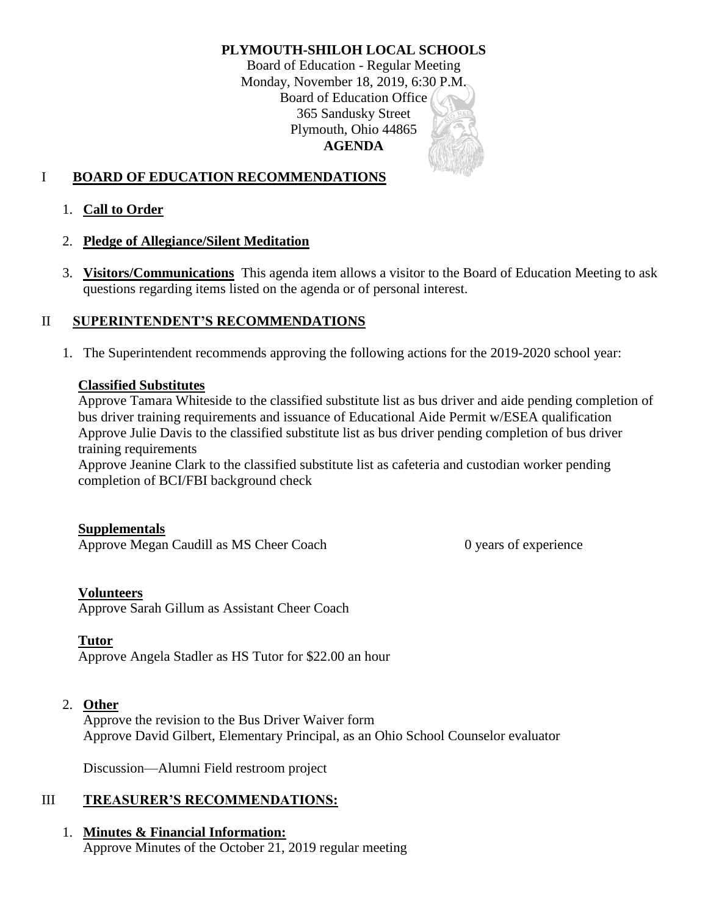**PLYMOUTH-SHILOH LOCAL SCHOOLS**
Board of Education - Regular Meeting
Monday, November 18, 2019, 6:30 P.M.
Board of Education Office
365 Sandusky Street
Plymouth, Ohio 44865
**AGENDA**

## I **BOARD OF EDUCATION RECOMMENDATIONS**

1. **Call to Order**
2. **Pledge of Allegiance/Silent Meditation**
3. **Visitors/Communications** This agenda item allows a visitor to the Board of Education Meeting to ask questions regarding items listed on the agenda or of personal interest.

## II **SUPERINTENDENT'S RECOMMENDATIONS**

1. The Superintendent recommends approving the following actions for the 2019-2020 school year:

**Classified Substitutes**
Approve Tamara Whiteside to the classified substitute list as bus driver and aide pending completion of bus driver training requirements and issuance of Educational Aide Permit w/ESEA qualification
Approve Julie Davis to the classified substitute list as bus driver pending completion of bus driver training requirements
Approve Jeanine Clark to the classified substitute list as cafeteria and custodian worker pending completion of BCI/FBI background check

**Supplementals**
Approve Megan Caudill as MS Cheer Coach 0 years of experience

**Volunteers**
Approve Sarah Gillum as Assistant Cheer Coach

**Tutor**
Approve Angela Stadler as HS Tutor for $22.00 an hour

2. **Other**
Approve the revision to the Bus Driver Waiver form
Approve David Gilbert, Elementary Principal, as an Ohio School Counselor evaluator

Discussion—Alumni Field restroom project

## III **TREASURER'S RECOMMENDATIONS:**

1. **Minutes & Financial Information:**
Approve Minutes of the October 21, 2019 regular meeting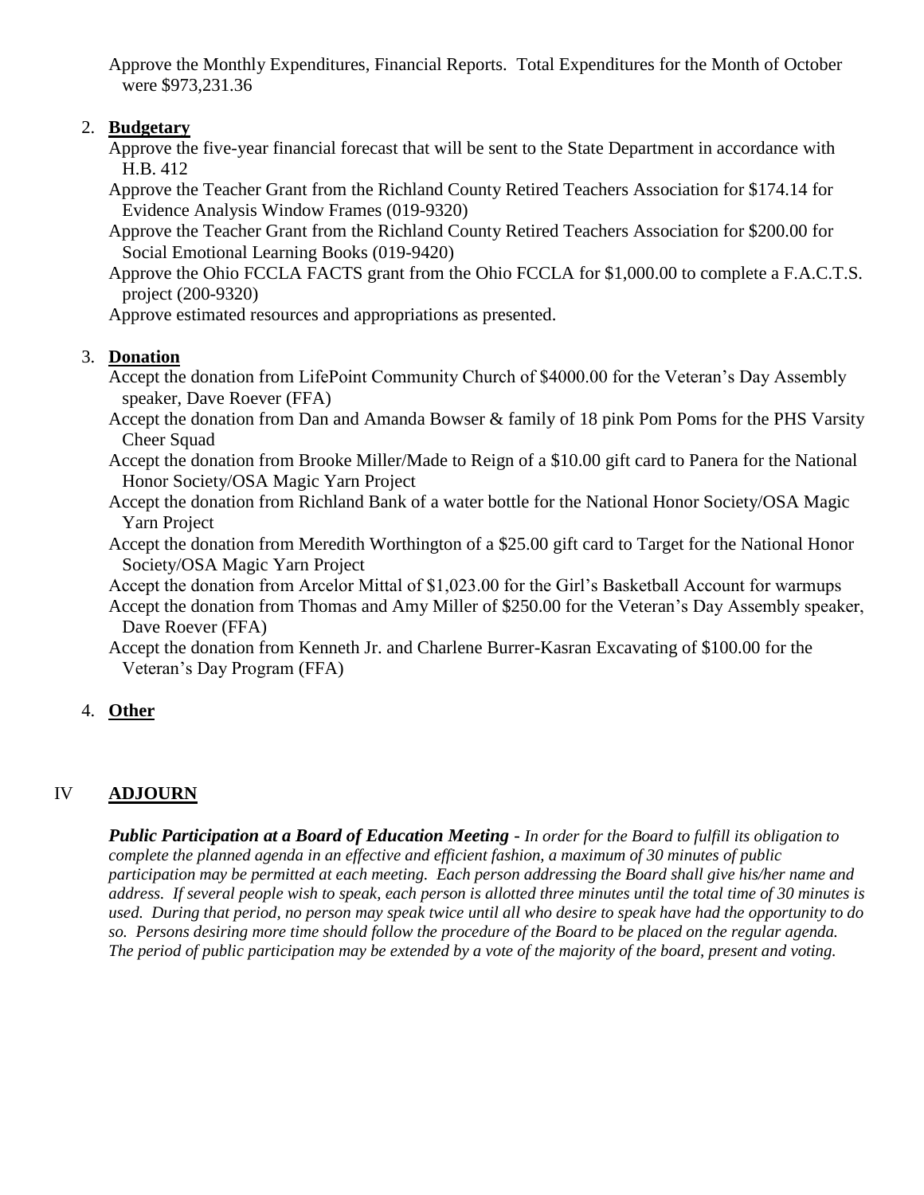Approve the Monthly Expenditures, Financial Reports. Total Expenditures for the Month of October were $973,231.36

2. **Budgetary**

Approve the five-year financial forecast that will be sent to the State Department in accordance with H.B. 412

Approve the Teacher Grant from the Richland County Retired Teachers Association for $174.14 for Evidence Analysis Window Frames (019-9320)

Approve the Teacher Grant from the Richland County Retired Teachers Association for $200.00 for Social Emotional Learning Books (019-9420)

Approve the Ohio FCCLA FACTS grant from the Ohio FCCLA for $1,000.00 to complete a F.A.C.T.S. project (200-9320)

Approve estimated resources and appropriations as presented.

3. **Donation**

Accept the donation from LifePoint Community Church of $4000.00 for the Veteran's Day Assembly speaker, Dave Roever (FFA)

Accept the donation from Dan and Amanda Bowser & family of 18 pink Pom Poms for the PHS Varsity Cheer Squad

Accept the donation from Brooke Miller/Made to Reign of a $10.00 gift card to Panera for the National Honor Society/OSA Magic Yarn Project

Accept the donation from Richland Bank of a water bottle for the National Honor Society/OSA Magic Yarn Project

Accept the donation from Meredith Worthington of a $25.00 gift card to Target for the National Honor Society/OSA Magic Yarn Project

Accept the donation from Arcelor Mittal of $1,023.00 for the Girl's Basketball Account for warmups

Accept the donation from Thomas and Amy Miller of $250.00 for the Veteran's Day Assembly speaker, Dave Roever (FFA)

Accept the donation from Kenneth Jr. and Charlene Burrer-Kasran Excavating of $100.00 for the Veteran's Day Program (FFA)

4. **Other**

## IV ADJOURN

***Public Participation at a Board of Education Meeting*** *- In order for the Board to fulfill its obligation to complete the planned agenda in an effective and efficient fashion, a maximum of 30 minutes of public participation may be permitted at each meeting. Each person addressing the Board shall give his/her name and address. If several people wish to speak, each person is allotted three minutes until the total time of 30 minutes is used. During that period, no person may speak twice until all who desire to speak have had the opportunity to do so. Persons desiring more time should follow the procedure of the Board to be placed on the regular agenda. The period of public participation may be extended by a vote of the majority of the board, present and voting.*